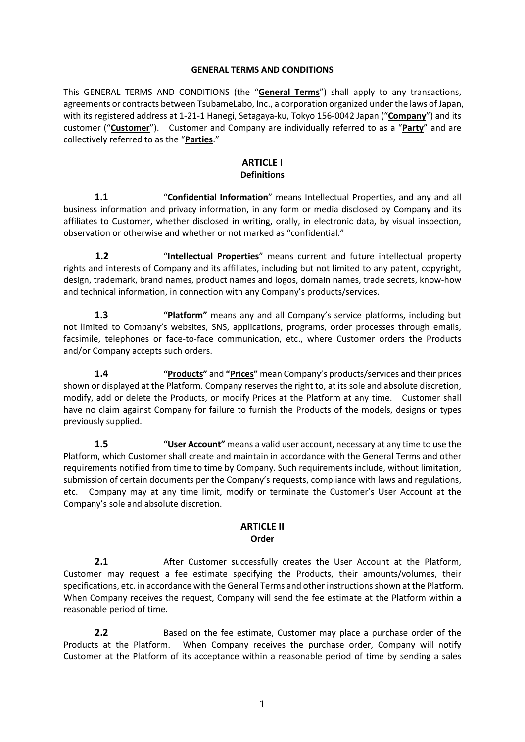# GENERAL TERMS AND CONDITIONS

This GENERAL TERMS AND CONDITIONS (the "**General Terms**") shall apply to any transactions, agreements or contracts between TsubameLabo, Inc., a corporation organized under the laws of Japan, with its registered address at 1-21-1 Hanegi, Setagaya-ku, Tokyo 156-0042 Japan ("**Company**") and its customer ("**Customer**"). Customer and Company are individually referred to as a "**Party**" and are collectively referred to as the "**Parties**."

## ARTICLE I
### Definitions

**1.1** "**Confidential Information**" means Intellectual Properties, and any and all business information and privacy information, in any form or media disclosed by Company and its affiliates to Customer, whether disclosed in writing, orally, in electronic data, by visual inspection, observation or otherwise and whether or not marked as "confidential."

**1.2** "**Intellectual Properties**" means current and future intellectual property rights and interests of Company and its affiliates, including but not limited to any patent, copyright, design, trademark, brand names, product names and logos, domain names, trade secrets, know-how and technical information, in connection with any Company's products/services.

**1.3** **"Platform"** means any and all Company's service platforms, including but not limited to Company's websites, SNS, applications, programs, order processes through emails, facsimile, telephones or face-to-face communication, etc., where Customer orders the Products and/or Company accepts such orders.

**1.4** **"Products"** and **"Prices"** mean Company's products/services and their prices shown or displayed at the Platform. Company reserves the right to, at its sole and absolute discretion, modify, add or delete the Products, or modify Prices at the Platform at any time. Customer shall have no claim against Company for failure to furnish the Products of the models, designs or types previously supplied.

**1.5** **"User Account"** means a valid user account, necessary at any time to use the Platform, which Customer shall create and maintain in accordance with the General Terms and other requirements notified from time to time by Company. Such requirements include, without limitation, submission of certain documents per the Company's requests, compliance with laws and regulations, etc. Company may at any time limit, modify or terminate the Customer's User Account at the Company's sole and absolute discretion.

## ARTICLE II
### Order

**2.1** After Customer successfully creates the User Account at the Platform, Customer may request a fee estimate specifying the Products, their amounts/volumes, their specifications, etc. in accordance with the General Terms and other instructions shown at the Platform. When Company receives the request, Company will send the fee estimate at the Platform within a reasonable period of time.

**2.2** Based on the fee estimate, Customer may place a purchase order of the Products at the Platform. When Company receives the purchase order, Company will notify Customer at the Platform of its acceptance within a reasonable period of time by sending a sales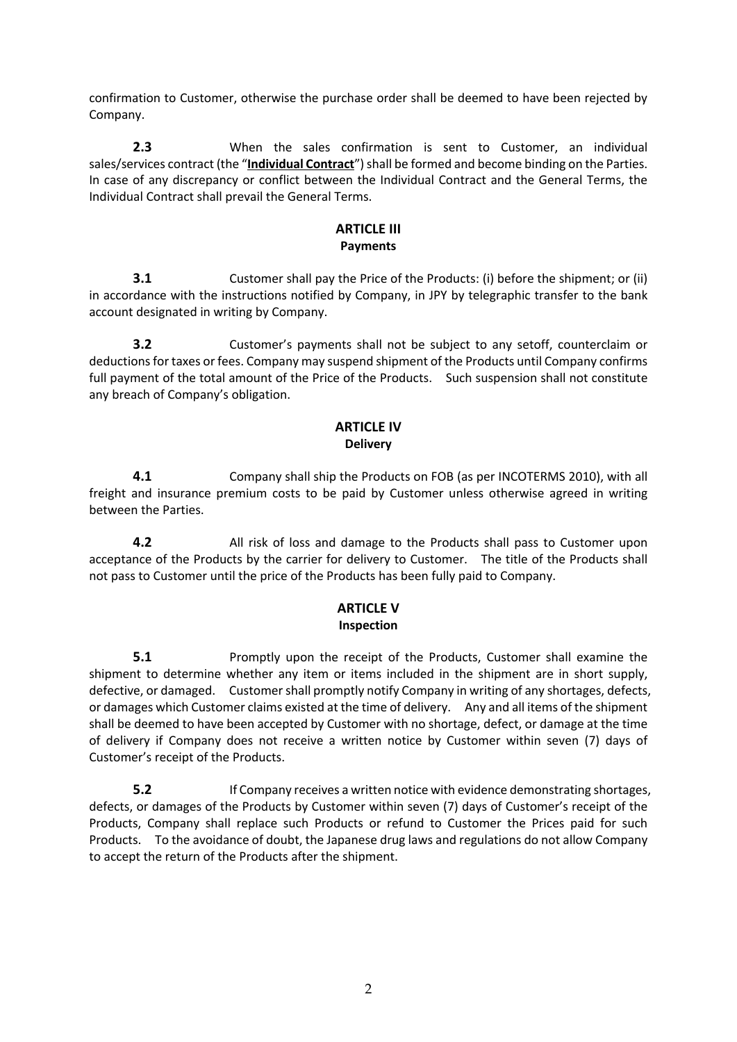confirmation to Customer, otherwise the purchase order shall be deemed to have been rejected by Company.

**2.3** When the sales confirmation is sent to Customer, an individual sales/services contract (the "**Individual Contract**") shall be formed and become binding on the Parties. In case of any discrepancy or conflict between the Individual Contract and the General Terms, the Individual Contract shall prevail the General Terms.

## ARTICLE III
### Payments

**3.1** Customer shall pay the Price of the Products: (i) before the shipment; or (ii) in accordance with the instructions notified by Company, in JPY by telegraphic transfer to the bank account designated in writing by Company.

**3.2** Customer's payments shall not be subject to any setoff, counterclaim or deductions for taxes or fees. Company may suspend shipment of the Products until Company confirms full payment of the total amount of the Price of the Products. Such suspension shall not constitute any breach of Company's obligation.

## ARTICLE IV
### Delivery

**4.1** Company shall ship the Products on FOB (as per INCOTERMS 2010), with all freight and insurance premium costs to be paid by Customer unless otherwise agreed in writing between the Parties.

**4.2** All risk of loss and damage to the Products shall pass to Customer upon acceptance of the Products by the carrier for delivery to Customer. The title of the Products shall not pass to Customer until the price of the Products has been fully paid to Company.

## ARTICLE V
### Inspection

**5.1** Promptly upon the receipt of the Products, Customer shall examine the shipment to determine whether any item or items included in the shipment are in short supply, defective, or damaged. Customer shall promptly notify Company in writing of any shortages, defects, or damages which Customer claims existed at the time of delivery. Any and all items of the shipment shall be deemed to have been accepted by Customer with no shortage, defect, or damage at the time of delivery if Company does not receive a written notice by Customer within seven (7) days of Customer's receipt of the Products.

**5.2** If Company receives a written notice with evidence demonstrating shortages, defects, or damages of the Products by Customer within seven (7) days of Customer's receipt of the Products, Company shall replace such Products or refund to Customer the Prices paid for such Products. To the avoidance of doubt, the Japanese drug laws and regulations do not allow Company to accept the return of the Products after the shipment.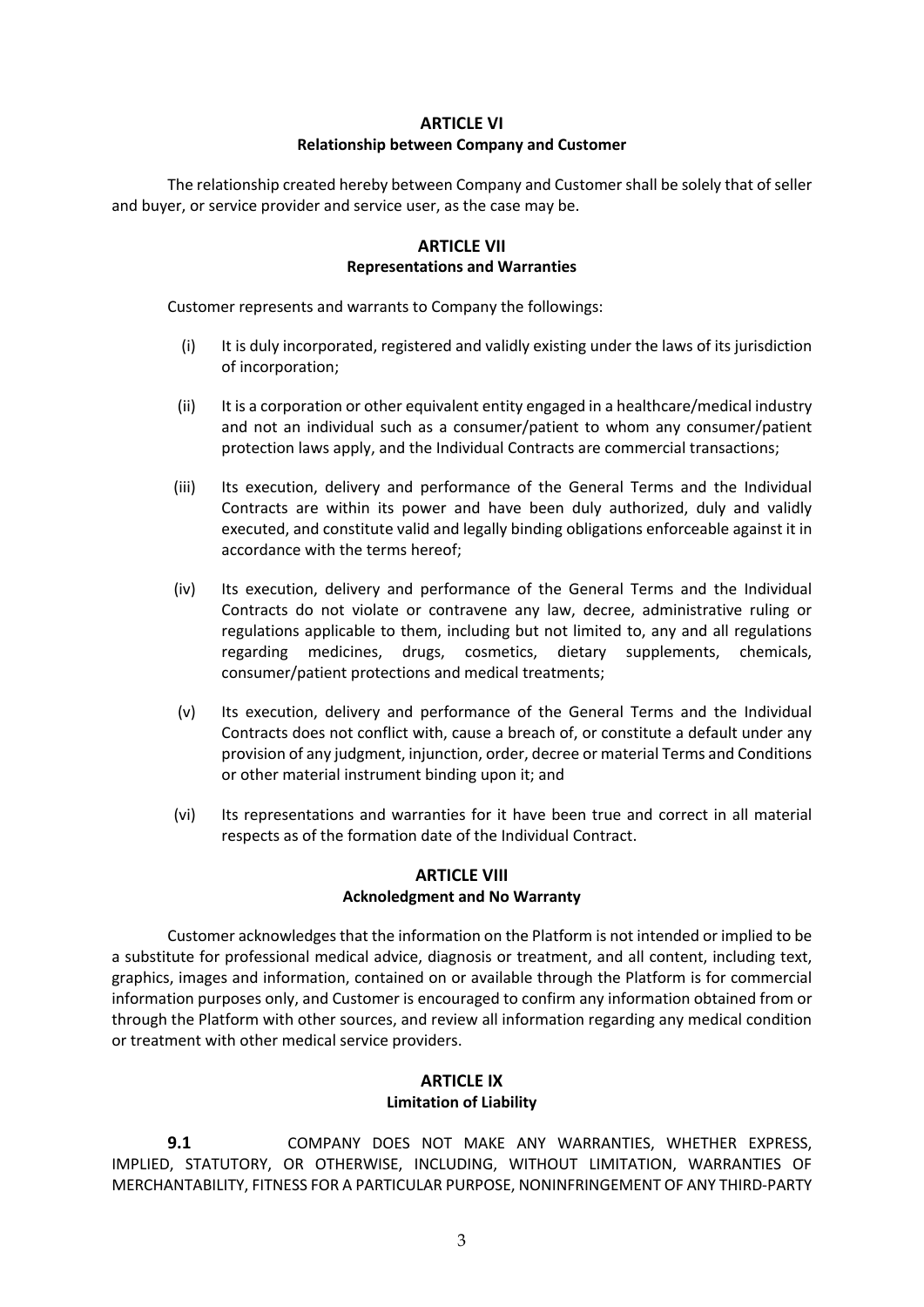## ARTICLE VI
### Relationship between Company and Customer

The relationship created hereby between Company and Customer shall be solely that of seller and buyer, or service provider and service user, as the case may be.

## ARTICLE VII
### Representations and Warranties

Customer represents and warrants to Company the followings:

(i) It is duly incorporated, registered and validly existing under the laws of its jurisdiction of incorporation;

(ii) It is a corporation or other equivalent entity engaged in a healthcare/medical industry and not an individual such as a consumer/patient to whom any consumer/patient protection laws apply, and the Individual Contracts are commercial transactions;

(iii) Its execution, delivery and performance of the General Terms and the Individual Contracts are within its power and have been duly authorized, duly and validly executed, and constitute valid and legally binding obligations enforceable against it in accordance with the terms hereof;

(iv) Its execution, delivery and performance of the General Terms and the Individual Contracts do not violate or contravene any law, decree, administrative ruling or regulations applicable to them, including but not limited to, any and all regulations regarding medicines, drugs, cosmetics, dietary supplements, chemicals, consumer/patient protections and medical treatments;

(v) Its execution, delivery and performance of the General Terms and the Individual Contracts does not conflict with, cause a breach of, or constitute a default under any provision of any judgment, injunction, order, decree or material Terms and Conditions or other material instrument binding upon it; and

(vi) Its representations and warranties for it have been true and correct in all material respects as of the formation date of the Individual Contract.

## ARTICLE VIII
### Acknoledgment and No Warranty

Customer acknowledges that the information on the Platform is not intended or implied to be a substitute for professional medical advice, diagnosis or treatment, and all content, including text, graphics, images and information, contained on or available through the Platform is for commercial information purposes only, and Customer is encouraged to confirm any information obtained from or through the Platform with other sources, and review all information regarding any medical condition or treatment with other medical service providers.

## ARTICLE IX
### Limitation of Liability

**9.1** COMPANY DOES NOT MAKE ANY WARRANTIES, WHETHER EXPRESS, IMPLIED, STATUTORY, OR OTHERWISE, INCLUDING, WITHOUT LIMITATION, WARRANTIES OF MERCHANTABILITY, FITNESS FOR A PARTICULAR PURPOSE, NONINFRINGEMENT OF ANY THIRD-PARTY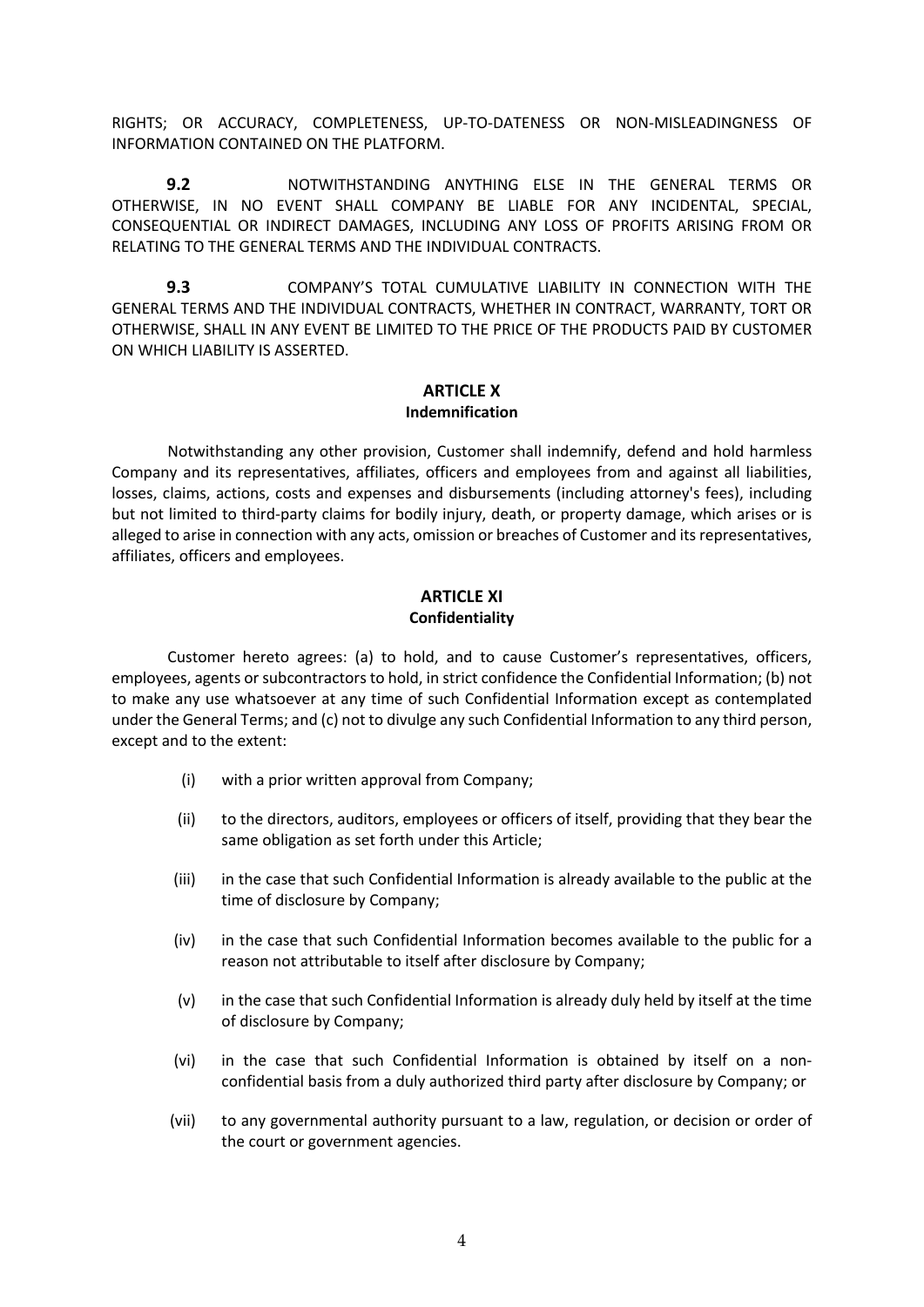RIGHTS; OR ACCURACY, COMPLETENESS, UP-TO-DATENESS OR NON-MISLEADINGNESS OF INFORMATION CONTAINED ON THE PLATFORM.

**9.2** NOTWITHSTANDING ANYTHING ELSE IN THE GENERAL TERMS OR OTHERWISE, IN NO EVENT SHALL COMPANY BE LIABLE FOR ANY INCIDENTAL, SPECIAL, CONSEQUENTIAL OR INDIRECT DAMAGES, INCLUDING ANY LOSS OF PROFITS ARISING FROM OR RELATING TO THE GENERAL TERMS AND THE INDIVIDUAL CONTRACTS.

**9.3** COMPANY'S TOTAL CUMULATIVE LIABILITY IN CONNECTION WITH THE GENERAL TERMS AND THE INDIVIDUAL CONTRACTS, WHETHER IN CONTRACT, WARRANTY, TORT OR OTHERWISE, SHALL IN ANY EVENT BE LIMITED TO THE PRICE OF THE PRODUCTS PAID BY CUSTOMER ON WHICH LIABILITY IS ASSERTED.

## ARTICLE X
### Indemnification

Notwithstanding any other provision, Customer shall indemnify, defend and hold harmless Company and its representatives, affiliates, officers and employees from and against all liabilities, losses, claims, actions, costs and expenses and disbursements (including attorney's fees), including but not limited to third-party claims for bodily injury, death, or property damage, which arises or is alleged to arise in connection with any acts, omission or breaches of Customer and its representatives, affiliates, officers and employees.

## ARTICLE XI
### Confidentiality

Customer hereto agrees: (a) to hold, and to cause Customer's representatives, officers, employees, agents or subcontractors to hold, in strict confidence the Confidential Information; (b) not to make any use whatsoever at any time of such Confidential Information except as contemplated under the General Terms; and (c) not to divulge any such Confidential Information to any third person, except and to the extent:

(i) with a prior written approval from Company;

(ii) to the directors, auditors, employees or officers of itself, providing that they bear the same obligation as set forth under this Article;

(iii) in the case that such Confidential Information is already available to the public at the time of disclosure by Company;

(iv) in the case that such Confidential Information becomes available to the public for a reason not attributable to itself after disclosure by Company;

(v) in the case that such Confidential Information is already duly held by itself at the time of disclosure by Company;

(vi) in the case that such Confidential Information is obtained by itself on a non-confidential basis from a duly authorized third party after disclosure by Company; or

(vii) to any governmental authority pursuant to a law, regulation, or decision or order of the court or government agencies.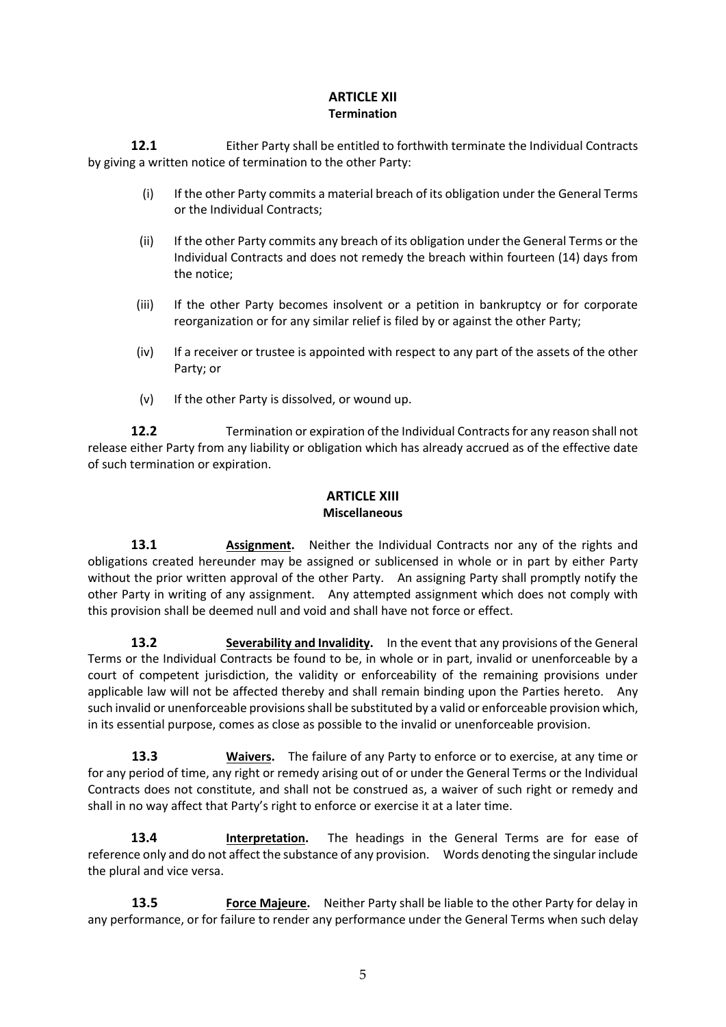## ARTICLE XII
**Termination**

**12.1** Either Party shall be entitled to forthwith terminate the Individual Contracts by giving a written notice of termination to the other Party:

(i) If the other Party commits a material breach of its obligation under the General Terms or the Individual Contracts;

(ii) If the other Party commits any breach of its obligation under the General Terms or the Individual Contracts and does not remedy the breach within fourteen (14) days from the notice;

(iii) If the other Party becomes insolvent or a petition in bankruptcy or for corporate reorganization or for any similar relief is filed by or against the other Party;

(iv) If a receiver or trustee is appointed with respect to any part of the assets of the other Party; or

(v) If the other Party is dissolved, or wound up.

**12.2** Termination or expiration of the Individual Contracts for any reason shall not release either Party from any liability or obligation which has already accrued as of the effective date of such termination or expiration.

## ARTICLE XIII
**Miscellaneous**

**13.1** **Assignment.** Neither the Individual Contracts nor any of the rights and obligations created hereunder may be assigned or sublicensed in whole or in part by either Party without the prior written approval of the other Party. An assigning Party shall promptly notify the other Party in writing of any assignment. Any attempted assignment which does not comply with this provision shall be deemed null and void and shall have not force or effect.

**13.2** **Severability and Invalidity.** In the event that any provisions of the General Terms or the Individual Contracts be found to be, in whole or in part, invalid or unenforceable by a court of competent jurisdiction, the validity or enforceability of the remaining provisions under applicable law will not be affected thereby and shall remain binding upon the Parties hereto. Any such invalid or unenforceable provisions shall be substituted by a valid or enforceable provision which, in its essential purpose, comes as close as possible to the invalid or unenforceable provision.

**13.3** **Waivers.** The failure of any Party to enforce or to exercise, at any time or for any period of time, any right or remedy arising out of or under the General Terms or the Individual Contracts does not constitute, and shall not be construed as, a waiver of such right or remedy and shall in no way affect that Party's right to enforce or exercise it at a later time.

**13.4** **Interpretation.** The headings in the General Terms are for ease of reference only and do not affect the substance of any provision. Words denoting the singular include the plural and vice versa.

**13.5** **Force Majeure.** Neither Party shall be liable to the other Party for delay in any performance, or for failure to render any performance under the General Terms when such delay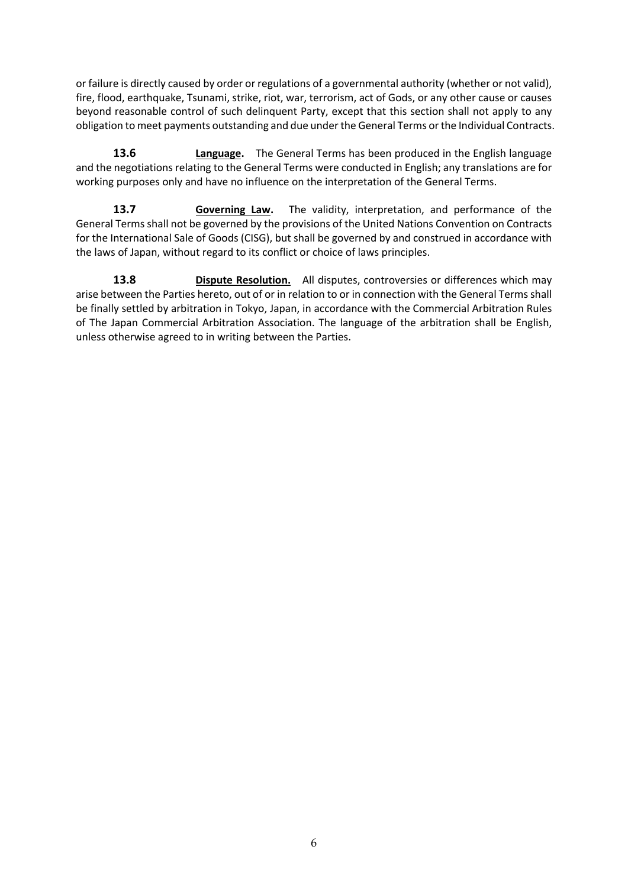or failure is directly caused by order or regulations of a governmental authority (whether or not valid), fire, flood, earthquake, Tsunami, strike, riot, war, terrorism, act of Gods, or any other cause or causes beyond reasonable control of such delinquent Party, except that this section shall not apply to any obligation to meet payments outstanding and due under the General Terms or the Individual Contracts.

**13.6** **Language.** The General Terms has been produced in the English language and the negotiations relating to the General Terms were conducted in English; any translations are for working purposes only and have no influence on the interpretation of the General Terms.

**13.7** **Governing Law.** The validity, interpretation, and performance of the General Terms shall not be governed by the provisions of the United Nations Convention on Contracts for the International Sale of Goods (CISG), but shall be governed by and construed in accordance with the laws of Japan, without regard to its conflict or choice of laws principles.

**13.8** **Dispute Resolution.** All disputes, controversies or differences which may arise between the Parties hereto, out of or in relation to or in connection with the General Terms shall be finally settled by arbitration in Tokyo, Japan, in accordance with the Commercial Arbitration Rules of The Japan Commercial Arbitration Association. The language of the arbitration shall be English, unless otherwise agreed to in writing between the Parties.